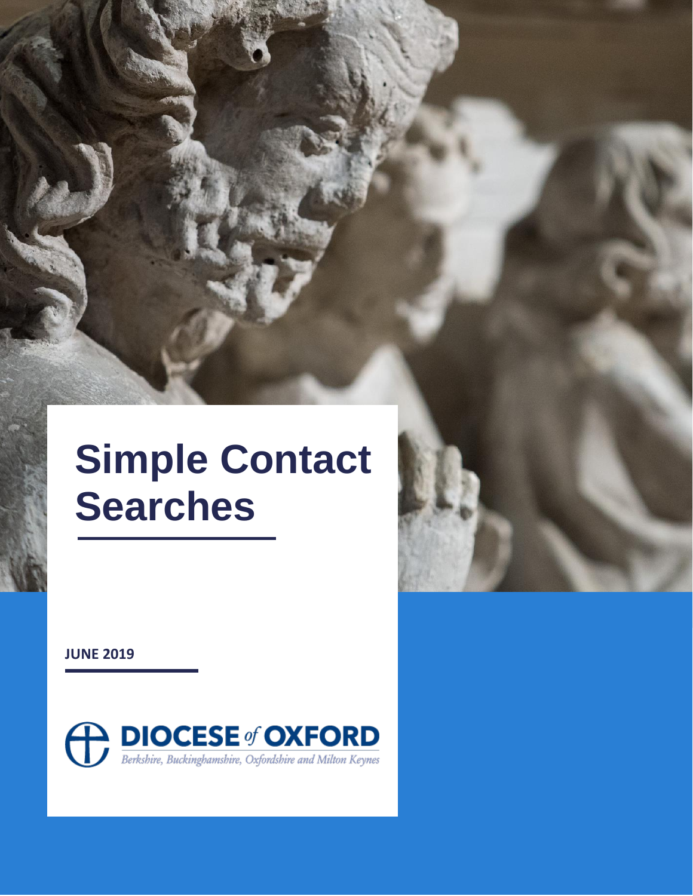# Simple Contact Searches

**JUNE 2019**

DIOCESE of OXFORD
Berkshire, Buckinghamshire, Oxfordshire and Milton Keynes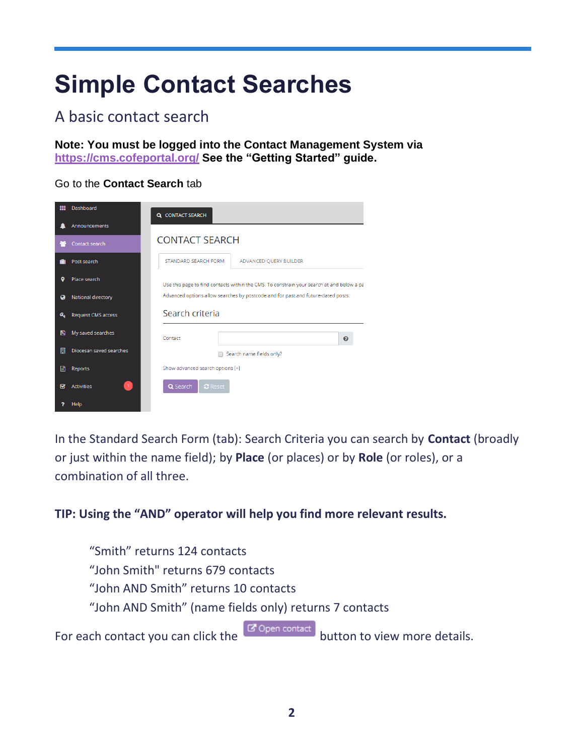# Simple Contact Searches

## A basic contact search

**Note: You must be logged into the Contact Management System via https://cms.cofeportal.org/ See the "Getting Started" guide.**

Go to the **Contact Search** tab

In the Standard Search Form (tab): Search Criteria you can search by **Contact** (broadly or just within the name field); by **Place** (or places) or by **Role** (or roles), or a combination of all three.

**TIP: Using the "AND" operator will help you find more relevant results.**

> "Smith" returns 124 contacts
> "John Smith" returns 679 contacts
> "John AND Smith" returns 10 contacts
> "John AND Smith" (name fields only) returns 7 contacts

For each contact you can click the Open contact button to view more details.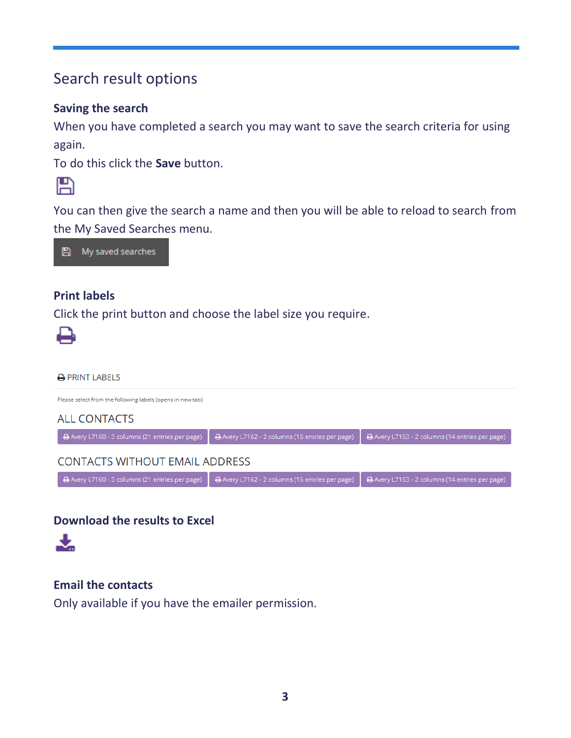## Search result options

### Saving the search

When you have completed a search you may want to save the search criteria for using again.

To do this click the **Save** button.

You can then give the search a name and then you will be able to reload to search from the My Saved Searches menu.

My saved searches

### Print labels

Click the print button and choose the label size you require.

PRINT LABELS

Please select from the following labels (opens in new tab)

ALL CONTACTS

Avery L7160 - 3 columns (21 entries per page) | Avery L7162 - 2 columns (16 entries per page) | Avery L7163 - 2 columns (14 entries per page)

CONTACTS WITHOUT EMAIL ADDRESS

Avery L7160 - 3 columns (21 entries per page) | Avery L7162 - 2 columns (16 entries per page) | Avery L7163 - 2 columns (14 entries per page)

### Download the results to Excel

### Email the contacts

Only available if you have the emailer permission.